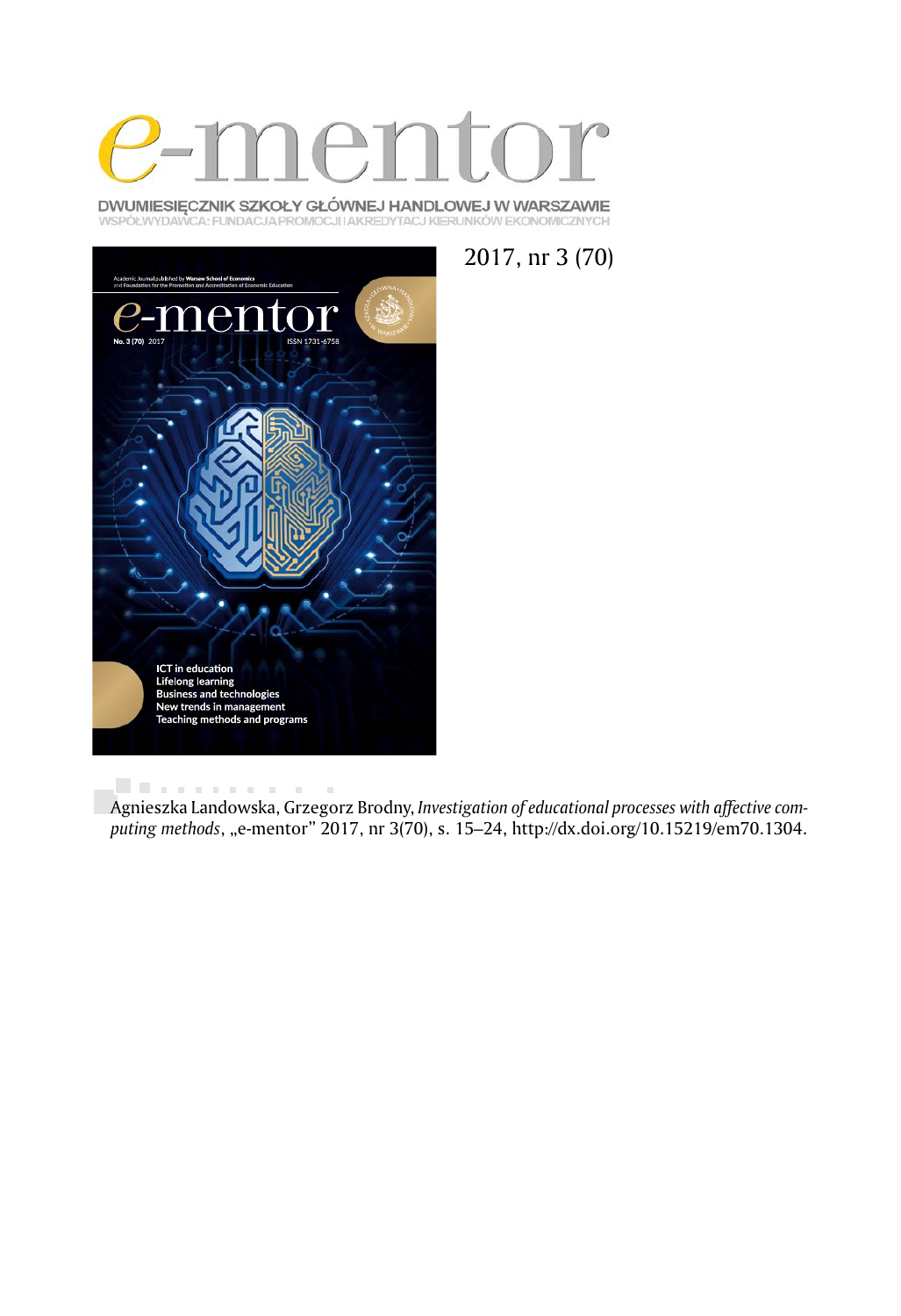# e-mentor

DWUMIESIĘCZNIK SZKOŁY GŁÓWNEJ HANDLOWEJ W WARSZAWIE
WSPÓŁWYDAWCA: FUNDACJA PROMOCJI I AKREDYTACJI KIERUNKÓW EKONOMICZNYCH

2017, nr 3 (70)

Agnieszka Landowska, Grzegorz Brodny, *Investigation of educational processes with affective computing methods*, „e-mentor" 2017, nr 3(70), s. 15–24, http://dx.doi.org/10.15219/em70.1304.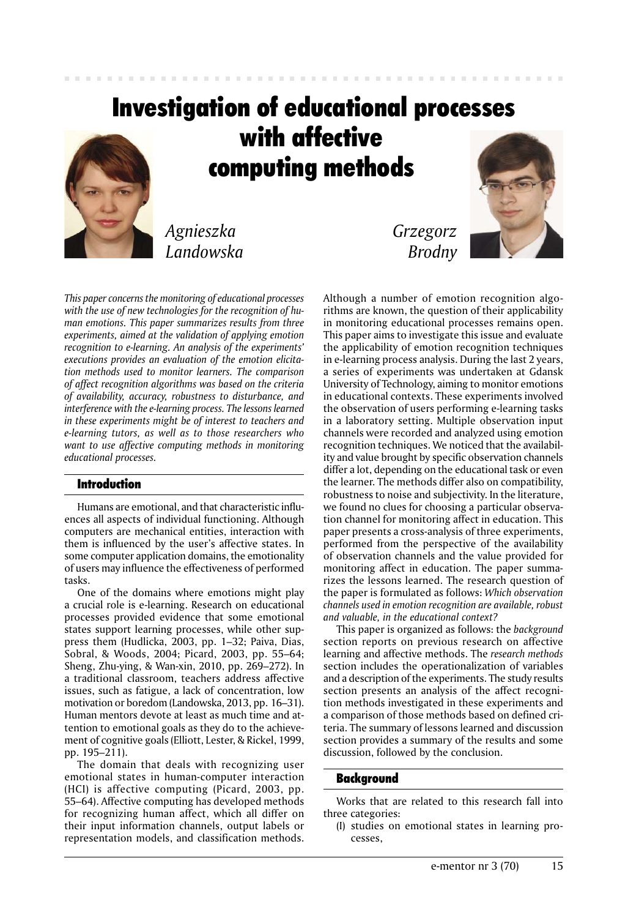# Investigation of educational processes with affective computing methods

*Agnieszka Landowska*

*Grzegorz Brodny*

*This paper concerns the monitoring of educational processes with the use of new technologies for the recognition of human emotions. This paper summarizes results from three experiments, aimed at the validation of applying emotion recognition to e-learning. An analysis of the experiments' executions provides an evaluation of the emotion elicitation methods used to monitor learners. The comparison of affect recognition algorithms was based on the criteria of availability, accuracy, robustness to disturbance, and interference with the e-learning process. The lessons learned in these experiments might be of interest to teachers and e-learning tutors, as well as to those researchers who want to use affective computing methods in monitoring educational processes.*

## Introduction

Humans are emotional, and that characteristic influences all aspects of individual functioning. Although computers are mechanical entities, interaction with them is influenced by the user's affective states. In some computer application domains, the emotionality of users may influence the effectiveness of performed tasks.

One of the domains where emotions might play a crucial role is e-learning. Research on educational processes provided evidence that some emotional states support learning processes, while other suppress them (Hudlicka, 2003, pp. 1–32; Paiva, Dias, Sobral, & Woods, 2004; Picard, 2003, pp. 55–64; Sheng, Zhu-ying, & Wan-xin, 2010, pp. 269–272). In a traditional classroom, teachers address affective issues, such as fatigue, a lack of concentration, low motivation or boredom (Landowska, 2013, pp. 16–31). Human mentors devote at least as much time and attention to emotional goals as they do to the achievement of cognitive goals (Elliott, Lester, & Rickel, 1999, pp. 195–211).

The domain that deals with recognizing user emotional states in human-computer interaction (HCI) is affective computing (Picard, 2003, pp. 55–64). Affective computing has developed methods for recognizing human affect, which all differ on their input information channels, output labels or representation models, and classification methods. Although a number of emotion recognition algorithms are known, the question of their applicability in monitoring educational processes remains open. This paper aims to investigate this issue and evaluate the applicability of emotion recognition techniques in e-learning process analysis. During the last 2 years, a series of experiments was undertaken at Gdansk University of Technology, aiming to monitor emotions in educational contexts. These experiments involved the observation of users performing e-learning tasks in a laboratory setting. Multiple observation input channels were recorded and analyzed using emotion recognition techniques. We noticed that the availability and value brought by specific observation channels differ a lot, depending on the educational task or even the learner. The methods differ also on compatibility, robustness to noise and subjectivity. In the literature, we found no clues for choosing a particular observation channel for monitoring affect in education. This paper presents a cross-analysis of three experiments, performed from the perspective of the availability of observation channels and the value provided for monitoring affect in education. The paper summarizes the lessons learned. The research question of the paper is formulated as follows: *Which observation channels used in emotion recognition are available, robust and valuable, in the educational context?*

This paper is organized as follows: the *background* section reports on previous research on affective learning and affective methods. The *research methods* section includes the operationalization of variables and a description of the experiments. The study results section presents an analysis of the affect recognition methods investigated in these experiments and a comparison of those methods based on defined criteria. The summary of lessons learned and discussion section provides a summary of the results and some discussion, followed by the conclusion.

## Background

Works that are related to this research fall into three categories:

(I) studies on emotional states in learning processes,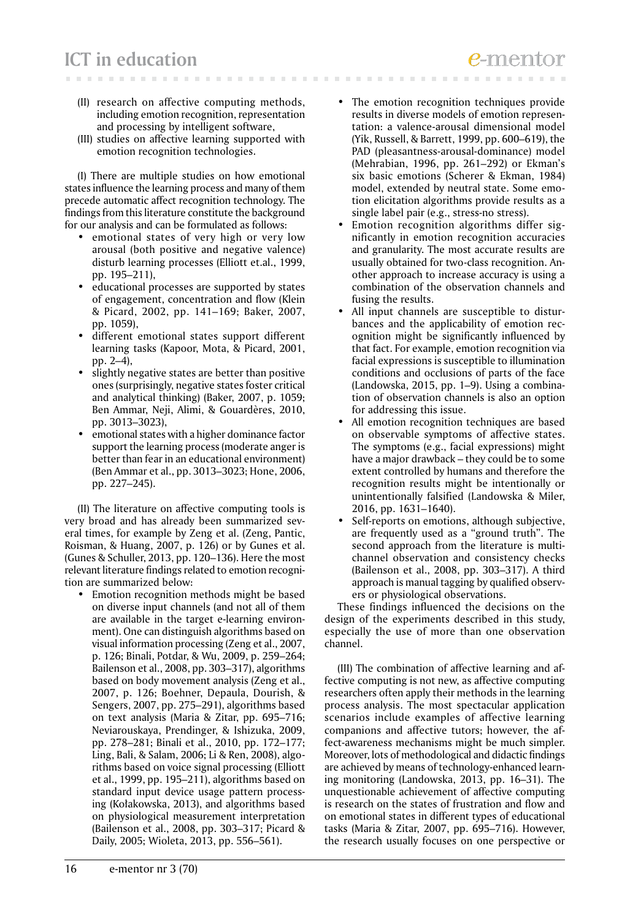(II) research on affective computing methods, including emotion recognition, representation and processing by intelligent software,

(III) studies on affective learning supported with emotion recognition technologies.

(I) There are multiple studies on how emotional states influence the learning process and many of them precede automatic affect recognition technology. The findings from this literature constitute the background for our analysis and can be formulated as follows:

- emotional states of very high or very low arousal (both positive and negative valence) disturb learning processes (Elliott et.al., 1999, pp. 195–211),
- educational processes are supported by states of engagement, concentration and flow (Klein & Picard, 2002, pp. 141–169; Baker, 2007, pp. 1059),
- different emotional states support different learning tasks (Kapoor, Mota, & Picard, 2001, pp. 2–4),
- slightly negative states are better than positive ones (surprisingly, negative states foster critical and analytical thinking) (Baker, 2007, p. 1059; Ben Ammar, Neji, Alimi, & Gouardères, 2010, pp. 3013–3023),
- emotional states with a higher dominance factor support the learning process (moderate anger is better than fear in an educational environment) (Ben Ammar et al., pp. 3013–3023; Hone, 2006, pp. 227–245).

(II) The literature on affective computing tools is very broad and has already been summarized several times, for example by Zeng et al. (Zeng, Pantic, Roisman, & Huang, 2007, p. 126) or by Gunes et al. (Gunes & Schuller, 2013, pp. 120–136). Here the most relevant literature findings related to emotion recognition are summarized below:

- Emotion recognition methods might be based on diverse input channels (and not all of them are available in the target e-learning environment). One can distinguish algorithms based on visual information processing (Zeng et al., 2007, p. 126; Binali, Potdar, & Wu, 2009, p. 259–264; Bailenson et al., 2008, pp. 303–317), algorithms based on body movement analysis (Zeng et al., 2007, p. 126; Boehner, Depaula, Dourish, & Sengers, 2007, pp. 275–291), algorithms based on text analysis (Maria & Zitar, pp. 695–716; Neviarouskaya, Prendinger, & Ishizuka, 2009, pp. 278–281; Binali et al., 2010, pp. 172–177; Ling, Bali, & Salam, 2006; Li & Ren, 2008), algorithms based on voice signal processing (Elliott et al., 1999, pp. 195–211), algorithms based on standard input device usage pattern processing (Kołakowska, 2013), and algorithms based on physiological measurement interpretation (Bailenson et al., 2008, pp. 303–317; Picard & Daily, 2005; Wioleta, 2013, pp. 556–561).
- The emotion recognition techniques provide results in diverse models of emotion representation: a valence-arousal dimensional model (Yik, Russell, & Barrett, 1999, pp. 600–619), the PAD (pleasantness-arousal-dominance) model (Mehrabian, 1996, pp. 261–292) or Ekman's six basic emotions (Scherer & Ekman, 1984) model, extended by neutral state. Some emotion elicitation algorithms provide results as a single label pair (e.g., stress-no stress).
- Emotion recognition algorithms differ significantly in emotion recognition accuracies and granularity. The most accurate results are usually obtained for two-class recognition. Another approach to increase accuracy is using a combination of the observation channels and fusing the results.
- All input channels are susceptible to disturbances and the applicability of emotion recognition might be significantly influenced by that fact. For example, emotion recognition via facial expressions is susceptible to illumination conditions and occlusions of parts of the face (Landowska, 2015, pp. 1–9). Using a combination of observation channels is also an option for addressing this issue.
- All emotion recognition techniques are based on observable symptoms of affective states. The symptoms (e.g., facial expressions) might have a major drawback – they could be to some extent controlled by humans and therefore the recognition results might be intentionally or unintentionally falsified (Landowska & Miler, 2016, pp. 1631–1640).
- Self-reports on emotions, although subjective, are frequently used as a "ground truth". The second approach from the literature is multichannel observation and consistency checks (Bailenson et al., 2008, pp. 303–317). A third approach is manual tagging by qualified observers or physiological observations.

These findings influenced the decisions on the design of the experiments described in this study, especially the use of more than one observation channel.

(III) The combination of affective learning and affective computing is not new, as affective computing researchers often apply their methods in the learning process analysis. The most spectacular application scenarios include examples of affective learning companions and affective tutors; however, the affect-awareness mechanisms might be much simpler. Moreover, lots of methodological and didactic findings are achieved by means of technology-enhanced learning monitoring (Landowska, 2013, pp. 16–31). The unquestionable achievement of affective computing is research on the states of frustration and flow and on emotional states in different types of educational tasks (Maria & Zitar, 2007, pp. 695–716). However, the research usually focuses on one perspective or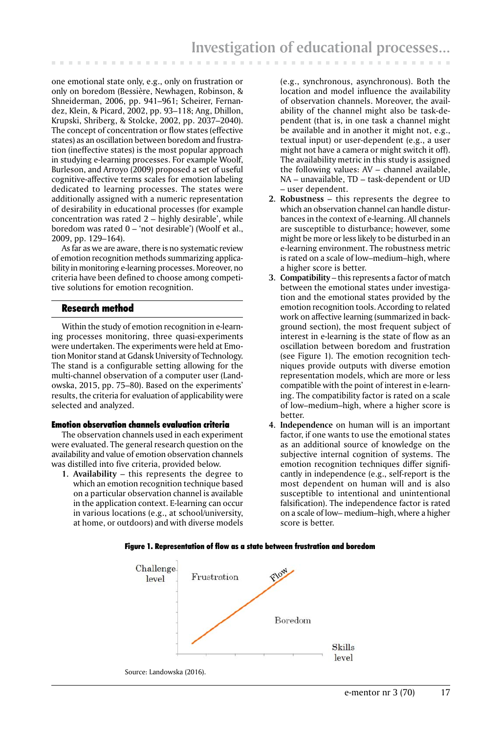one emotional state only, e.g., only on frustration or only on boredom (Bessière, Newhagen, Robinson, & Shneiderman, 2006, pp. 941–961; Scheirer, Fernandez, Klein, & Picard, 2002, pp. 93–118; Ang, Dhillon, Krupski, Shriberg, & Stolcke, 2002, pp. 2037–2040). The concept of concentration or flow states (effective states) as an oscillation between boredom and frustration (ineffective states) is the most popular approach in studying e-learning processes. For example Woolf, Burleson, and Arroyo (2009) proposed a set of useful cognitive-affective terms scales for emotion labeling dedicated to learning processes. The states were additionally assigned with a numeric representation of desirability in educational processes (for example concentration was rated 2 – highly desirable', while boredom was rated 0 – 'not desirable') (Woolf et al., 2009, pp. 129–164).

As far as we are aware, there is no systematic review of emotion recognition methods summarizing applicability in monitoring e-learning processes. Moreover, no criteria have been defined to choose among competitive solutions for emotion recognition.

## Research method

Within the study of emotion recognition in e-learning processes monitoring, three quasi-experiments were undertaken. The experiments were held at Emotion Monitor stand at Gdansk University of Technology. The stand is a configurable setting allowing for the multi-channel observation of a computer user (Landowska, 2015, pp. 75–80). Based on the experiments' results, the criteria for evaluation of applicability were selected and analyzed.

### Emotion observation channels evaluation criteria

The observation channels used in each experiment were evaluated. The general research question on the availability and value of emotion observation channels was distilled into five criteria, provided below.

1. **Availability** – this represents the degree to which an emotion recognition technique based on a particular observation channel is available in the application context. E-learning can occur in various locations (e.g., at school/university, at home, or outdoors) and with diverse models (e.g., synchronous, asynchronous). Both the location and model influence the availability of observation channels. Moreover, the availability of the channel might also be task-dependent (that is, in one task a channel might be available and in another it might not, e.g., textual input) or user-dependent (e.g., a user might not have a camera or might switch it off). The availability metric in this study is assigned the following values: AV – channel available, NA – unavailable, TD – task-dependent or UD – user dependent.
2. **Robustness** – this represents the degree to which an observation channel can handle disturbances in the context of e-learning. All channels are susceptible to disturbance; however, some might be more or less likely to be disturbed in an e-learning environment. The robustness metric is rated on a scale of low–medium–high, where a higher score is better.
3. **Compatibility** – this represents a factor of match between the emotional states under investigation and the emotional states provided by the emotion recognition tools. According to related work on affective learning (summarized in background section), the most frequent subject of interest in e-learning is the state of flow as an oscillation between boredom and frustration (see Figure 1). The emotion recognition techniques provide outputs with diverse emotion representation models, which are more or less compatible with the point of interest in e-learning. The compatibility factor is rated on a scale of low–medium–high, where a higher score is better.
4. **Independence** on human will is an important factor, if one wants to use the emotional states as an additional source of knowledge on the subjective internal cognition of systems. The emotion recognition techniques differ significantly in independence (e.g., self-report is the most dependent on human will and is also susceptible to intentional and unintentional falsification). The independence factor is rated on a scale of low– medium–high, where a higher score is better.

**Figure 1. Representation of flow as a state between frustration and boredom**

Source: Landowska (2016).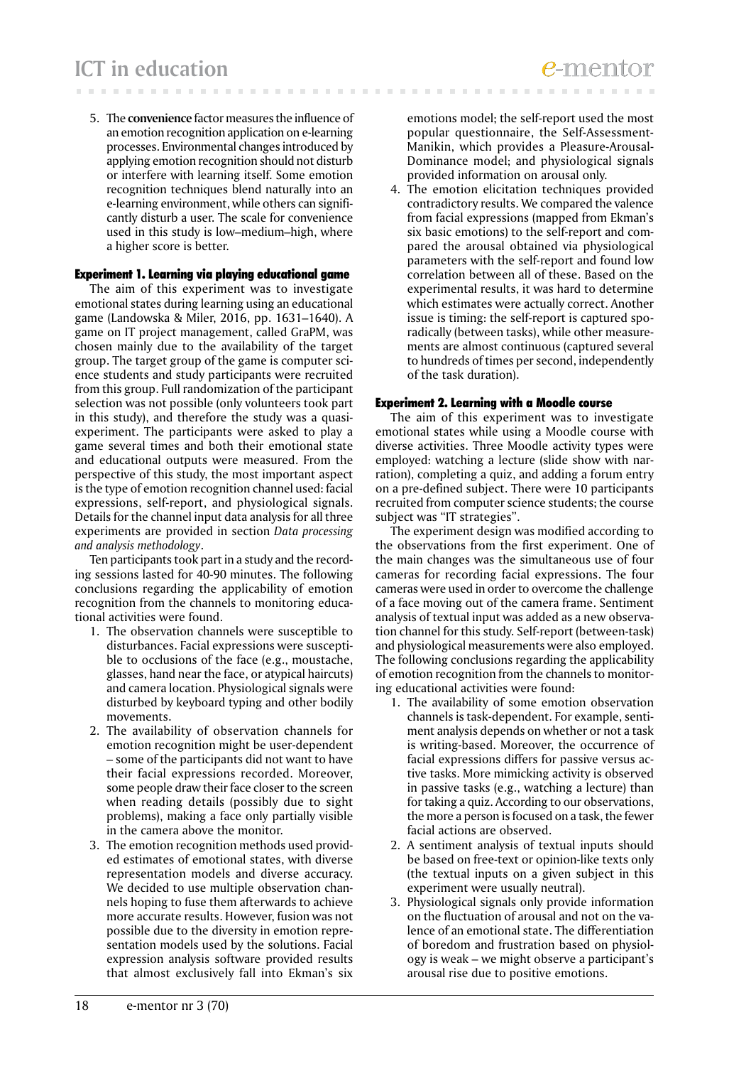5. The **convenience** factor measures the influence of an emotion recognition application on e-learning processes. Environmental changes introduced by applying emotion recognition should not disturb or interfere with learning itself. Some emotion recognition techniques blend naturally into an e-learning environment, while others can significantly disturb a user. The scale for convenience used in this study is low–medium–high, where a higher score is better.

#### Experiment 1. Learning via playing educational game

The aim of this experiment was to investigate emotional states during learning using an educational game (Landowska & Miler, 2016, pp. 1631–1640). A game on IT project management, called GraPM, was chosen mainly due to the availability of the target group. The target group of the game is computer science students and study participants were recruited from this group. Full randomization of the participant selection was not possible (only volunteers took part in this study), and therefore the study was a quasi-experiment. The participants were asked to play a game several times and both their emotional state and educational outputs were measured. From the perspective of this study, the most important aspect is the type of emotion recognition channel used: facial expressions, self-report, and physiological signals. Details for the channel input data analysis for all three experiments are provided in section *Data processing and analysis methodology*.

Ten participants took part in a study and the recording sessions lasted for 40-90 minutes. The following conclusions regarding the applicability of emotion recognition from the channels to monitoring educational activities were found.

1. The observation channels were susceptible to disturbances. Facial expressions were susceptible to occlusions of the face (e.g., moustache, glasses, hand near the face, or atypical haircuts) and camera location. Physiological signals were disturbed by keyboard typing and other bodily movements.
2. The availability of observation channels for emotion recognition might be user-dependent – some of the participants did not want to have their facial expressions recorded. Moreover, some people draw their face closer to the screen when reading details (possibly due to sight problems), making a face only partially visible in the camera above the monitor.
3. The emotion recognition methods used provided estimates of emotional states, with diverse representation models and diverse accuracy. We decided to use multiple observation channels hoping to fuse them afterwards to achieve more accurate results. However, fusion was not possible due to the diversity in emotion representation models used by the solutions. Facial expression analysis software provided results that almost exclusively fall into Ekman's six emotions model; the self-report used the most popular questionnaire, the Self-Assessment-Manikin, which provides a Pleasure-Arousal-Dominance model; and physiological signals provided information on arousal only.
4. The emotion elicitation techniques provided contradictory results. We compared the valence from facial expressions (mapped from Ekman's six basic emotions) to the self-report and compared the arousal obtained via physiological parameters with the self-report and found low correlation between all of these. Based on the experimental results, it was hard to determine which estimates were actually correct. Another issue is timing: the self-report is captured sporadically (between tasks), while other measurements are almost continuous (captured several to hundreds of times per second, independently of the task duration).

#### Experiment 2. Learning with a Moodle course

The aim of this experiment was to investigate emotional states while using a Moodle course with diverse activities. Three Moodle activity types were employed: watching a lecture (slide show with narration), completing a quiz, and adding a forum entry on a pre-defined subject. There were 10 participants recruited from computer science students; the course subject was "IT strategies".

The experiment design was modified according to the observations from the first experiment. One of the main changes was the simultaneous use of four cameras for recording facial expressions. The four cameras were used in order to overcome the challenge of a face moving out of the camera frame. Sentiment analysis of textual input was added as a new observation channel for this study. Self-report (between-task) and physiological measurements were also employed. The following conclusions regarding the applicability of emotion recognition from the channels to monitoring educational activities were found:

1. The availability of some emotion observation channels is task-dependent. For example, sentiment analysis depends on whether or not a task is writing-based. Moreover, the occurrence of facial expressions differs for passive versus active tasks. More mimicking activity is observed in passive tasks (e.g., watching a lecture) than for taking a quiz. According to our observations, the more a person is focused on a task, the fewer facial actions are observed.
2. A sentiment analysis of textual inputs should be based on free-text or opinion-like texts only (the textual inputs on a given subject in this experiment were usually neutral).
3. Physiological signals only provide information on the fluctuation of arousal and not on the valence of an emotional state. The differentiation of boredom and frustration based on physiology is weak – we might observe a participant's arousal rise due to positive emotions.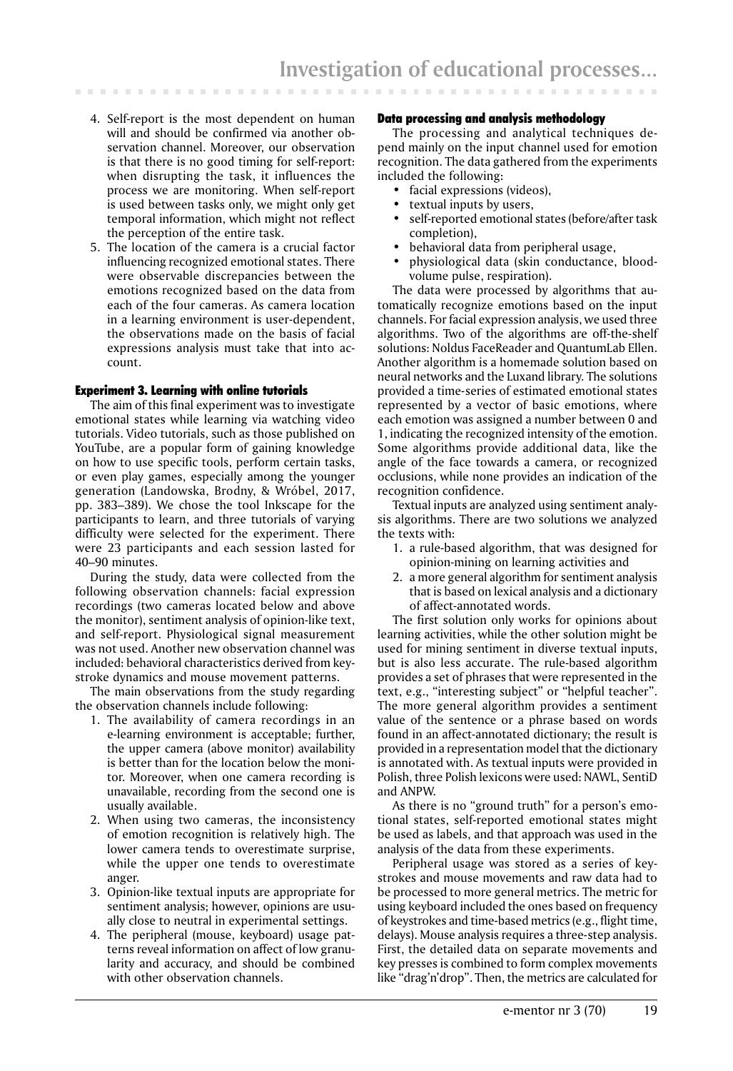4. Self-report is the most dependent on human will and should be confirmed via another observation channel. Moreover, our observation is that there is no good timing for self-report: when disrupting the task, it influences the process we are monitoring. When self-report is used between tasks only, we might only get temporal information, which might not reflect the perception of the entire task.
5. The location of the camera is a crucial factor influencing recognized emotional states. There were observable discrepancies between the emotions recognized based on the data from each of the four cameras. As camera location in a learning environment is user-dependent, the observations made on the basis of facial expressions analysis must take that into account.

### Experiment 3. Learning with online tutorials

The aim of this final experiment was to investigate emotional states while learning via watching video tutorials. Video tutorials, such as those published on YouTube, are a popular form of gaining knowledge on how to use specific tools, perform certain tasks, or even play games, especially among the younger generation (Landowska, Brodny, & Wróbel, 2017, pp. 383–389). We chose the tool Inkscape for the participants to learn, and three tutorials of varying difficulty were selected for the experiment. There were 23 participants and each session lasted for 40–90 minutes.

During the study, data were collected from the following observation channels: facial expression recordings (two cameras located below and above the monitor), sentiment analysis of opinion-like text, and self-report. Physiological signal measurement was not used. Another new observation channel was included: behavioral characteristics derived from keystroke dynamics and mouse movement patterns.

The main observations from the study regarding the observation channels include following:

1. The availability of camera recordings in an e-learning environment is acceptable; further, the upper camera (above monitor) availability is better than for the location below the monitor. Moreover, when one camera recording is unavailable, recording from the second one is usually available.
2. When using two cameras, the inconsistency of emotion recognition is relatively high. The lower camera tends to overestimate surprise, while the upper one tends to overestimate anger.
3. Opinion-like textual inputs are appropriate for sentiment analysis; however, opinions are usually close to neutral in experimental settings.
4. The peripheral (mouse, keyboard) usage patterns reveal information on affect of low granularity and accuracy, and should be combined with other observation channels.

### Data processing and analysis methodology

The processing and analytical techniques depend mainly on the input channel used for emotion recognition. The data gathered from the experiments included the following:

- facial expressions (videos),
- textual inputs by users,
- self-reported emotional states (before/after task completion),
- behavioral data from peripheral usage,
- physiological data (skin conductance, blood-volume pulse, respiration).

The data were processed by algorithms that automatically recognize emotions based on the input channels. For facial expression analysis, we used three algorithms. Two of the algorithms are off-the-shelf solutions: Noldus FaceReader and QuantumLab Ellen. Another algorithm is a homemade solution based on neural networks and the Luxand library. The solutions provided a time-series of estimated emotional states represented by a vector of basic emotions, where each emotion was assigned a number between 0 and 1, indicating the recognized intensity of the emotion. Some algorithms provide additional data, like the angle of the face towards a camera, or recognized occlusions, while none provides an indication of the recognition confidence.

Textual inputs are analyzed using sentiment analysis algorithms. There are two solutions we analyzed the texts with:

1. a rule-based algorithm, that was designed for opinion-mining on learning activities and
2. a more general algorithm for sentiment analysis that is based on lexical analysis and a dictionary of affect-annotated words.

The first solution only works for opinions about learning activities, while the other solution might be used for mining sentiment in diverse textual inputs, but is also less accurate. The rule-based algorithm provides a set of phrases that were represented in the text, e.g., "interesting subject" or "helpful teacher". The more general algorithm provides a sentiment value of the sentence or a phrase based on words found in an affect-annotated dictionary; the result is provided in a representation model that the dictionary is annotated with. As textual inputs were provided in Polish, three Polish lexicons were used: NAWL, SentiD and ANPW.

As there is no "ground truth" for a person's emotional states, self-reported emotional states might be used as labels, and that approach was used in the analysis of the data from these experiments.

Peripheral usage was stored as a series of keystrokes and mouse movements and raw data had to be processed to more general metrics. The metric for using keyboard included the ones based on frequency of keystrokes and time-based metrics (e.g., flight time, delays). Mouse analysis requires a three-step analysis. First, the detailed data on separate movements and key presses is combined to form complex movements like "drag'n'drop". Then, the metrics are calculated for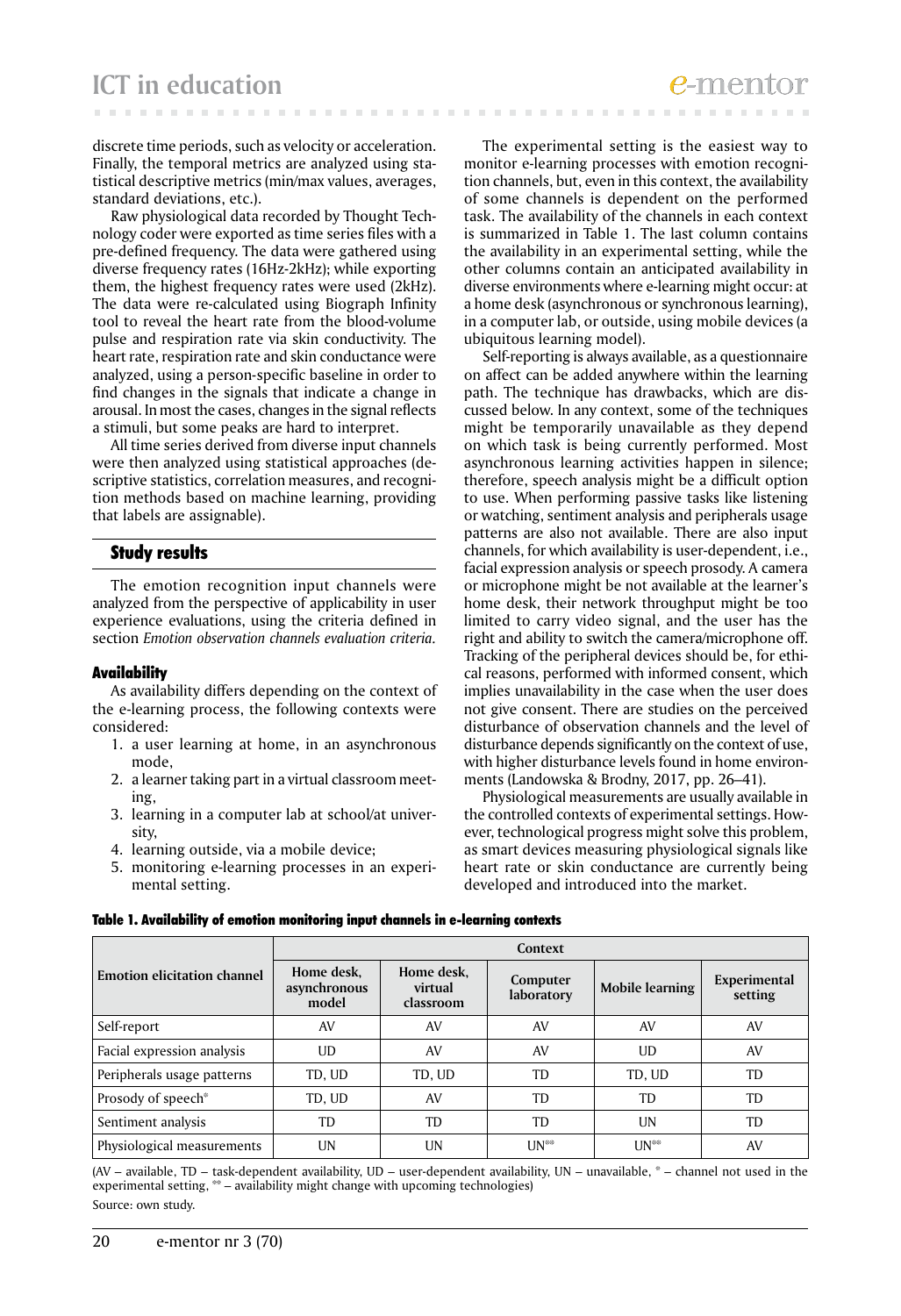discrete time periods, such as velocity or acceleration. Finally, the temporal metrics are analyzed using statistical descriptive metrics (min/max values, averages, standard deviations, etc.).

Raw physiological data recorded by Thought Technology coder were exported as time series files with a pre-defined frequency. The data were gathered using diverse frequency rates (16Hz-2kHz); while exporting them, the highest frequency rates were used (2kHz). The data were re-calculated using Biograph Infinity tool to reveal the heart rate from the blood-volume pulse and respiration rate via skin conductivity. The heart rate, respiration rate and skin conductance were analyzed, using a person-specific baseline in order to find changes in the signals that indicate a change in arousal. In most the cases, changes in the signal reflects a stimuli, but some peaks are hard to interpret.

All time series derived from diverse input channels were then analyzed using statistical approaches (descriptive statistics, correlation measures, and recognition methods based on machine learning, providing that labels are assignable).

## Study results

The emotion recognition input channels were analyzed from the perspective of applicability in user experience evaluations, using the criteria defined in section *Emotion observation channels evaluation criteria*.

### Availability

As availability differs depending on the context of the e-learning process, the following contexts were considered:

1. a user learning at home, in an asynchronous mode,
2. a learner taking part in a virtual classroom meeting,
3. learning in a computer lab at school/at university,
4. learning outside, via a mobile device;
5. monitoring e-learning processes in an experimental setting.

The experimental setting is the easiest way to monitor e-learning processes with emotion recognition channels, but, even in this context, the availability of some channels is dependent on the performed task. The availability of the channels in each context is summarized in Table 1. The last column contains the availability in an experimental setting, while the other columns contain an anticipated availability in diverse environments where e-learning might occur: at a home desk (asynchronous or synchronous learning), in a computer lab, or outside, using mobile devices (a ubiquitous learning model).

Self-reporting is always available, as a questionnaire on affect can be added anywhere within the learning path. The technique has drawbacks, which are discussed below. In any context, some of the techniques might be temporarily unavailable as they depend on which task is being currently performed. Most asynchronous learning activities happen in silence; therefore, speech analysis might be a difficult option to use. When performing passive tasks like listening or watching, sentiment analysis and peripherals usage patterns are also not available. There are also input channels, for which availability is user-dependent, i.e., facial expression analysis or speech prosody. A camera or microphone might be not available at the learner's home desk, their network throughput might be too limited to carry video signal, and the user has the right and ability to switch the camera/microphone off. Tracking of the peripheral devices should be, for ethical reasons, performed with informed consent, which implies unavailability in the case when the user does not give consent. There are studies on the perceived disturbance of observation channels and the level of disturbance depends significantly on the context of use, with higher disturbance levels found in home environments (Landowska & Brodny, 2017, pp. 26–41).

Physiological measurements are usually available in the controlled contexts of experimental settings. However, technological progress might solve this problem, as smart devices measuring physiological signals like heart rate or skin conductance are currently being developed and introduced into the market.

**Table 1. Availability of emotion monitoring input channels in e-learning contexts**

| Emotion elicitation channel | Context | | | | |
|---|---|---|---|---|---|
| | Home desk, asynchronous model | Home desk, virtual classroom | Computer laboratory | Mobile learning | Experimental setting |
| Self-report | AV | AV | AV | AV | AV |
| Facial expression analysis | UD | AV | AV | UD | AV |
| Peripherals usage patterns | TD, UD | TD, UD | TD | TD, UD | TD |
| Prosody of speech* | TD, UD | AV | TD | TD | TD |
| Sentiment analysis | TD | TD | TD | UN | TD |
| Physiological measurements | UN | UN | UN** | UN** | AV |

(AV – available, TD – task-dependent availability, UD – user-dependent availability, UN – unavailable, * – channel not used in the experimental setting, ** – availability might change with upcoming technologies)

Source: own study.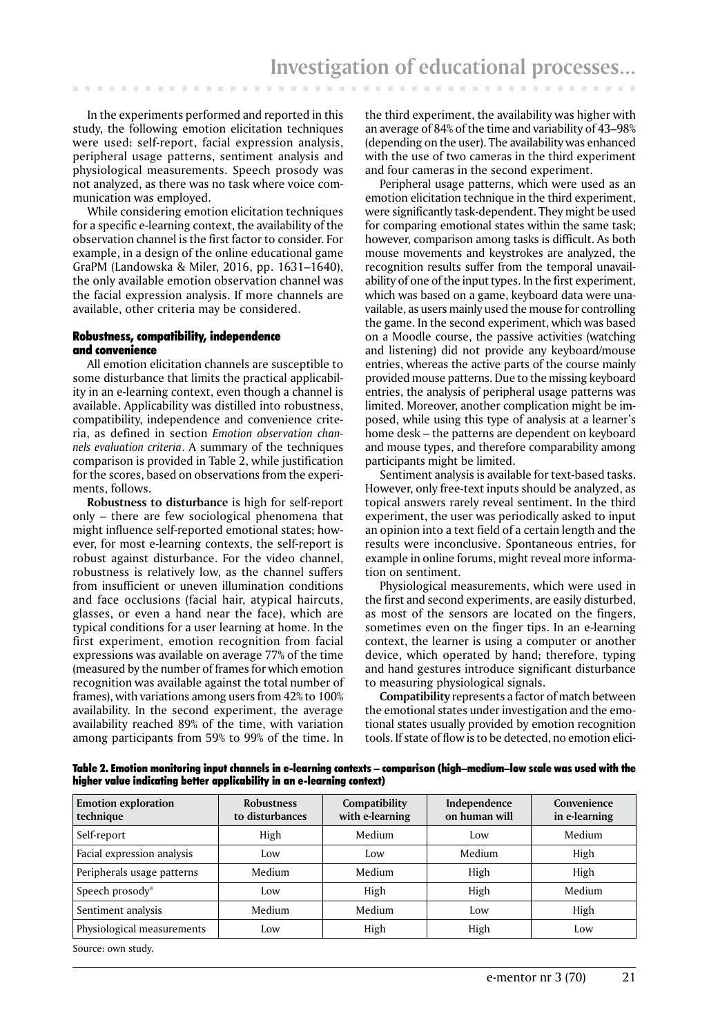In the experiments performed and reported in this study, the following emotion elicitation techniques were used: self-report, facial expression analysis, peripheral usage patterns, sentiment analysis and physiological measurements. Speech prosody was not analyzed, as there was no task where voice communication was employed.

While considering emotion elicitation techniques for a specific e-learning context, the availability of the observation channel is the first factor to consider. For example, in a design of the online educational game GraPM (Landowska & Miler, 2016, pp. 1631–1640), the only available emotion observation channel was the facial expression analysis. If more channels are available, other criteria may be considered.

### Robustness, compatibility, independence and convenience

All emotion elicitation channels are susceptible to some disturbance that limits the practical applicability in an e-learning context, even though a channel is available. Applicability was distilled into robustness, compatibility, independence and convenience criteria, as defined in section *Emotion observation channels evaluation criteria*. A summary of the techniques comparison is provided in Table 2, while justification for the scores, based on observations from the experiments, follows.

**Robustness to disturbance** is high for self-report only – there are few sociological phenomena that might influence self-reported emotional states; however, for most e-learning contexts, the self-report is robust against disturbance. For the video channel, robustness is relatively low, as the channel suffers from insufficient or uneven illumination conditions and face occlusions (facial hair, atypical haircuts, glasses, or even a hand near the face), which are typical conditions for a user learning at home. In the first experiment, emotion recognition from facial expressions was available on average 77% of the time (measured by the number of frames for which emotion recognition was available against the total number of frames), with variations among users from 42% to 100% availability. In the second experiment, the average availability reached 89% of the time, with variation among participants from 59% to 99% of the time. In the third experiment, the availability was higher with an average of 84% of the time and variability of 43–98% (depending on the user). The availability was enhanced with the use of two cameras in the third experiment and four cameras in the second experiment.

Peripheral usage patterns, which were used as an emotion elicitation technique in the third experiment, were significantly task-dependent. They might be used for comparing emotional states within the same task; however, comparison among tasks is difficult. As both mouse movements and keystrokes are analyzed, the recognition results suffer from the temporal unavailability of one of the input types. In the first experiment, which was based on a game, keyboard data were unavailable, as users mainly used the mouse for controlling the game. In the second experiment, which was based on a Moodle course, the passive activities (watching and listening) did not provide any keyboard/mouse entries, whereas the active parts of the course mainly provided mouse patterns. Due to the missing keyboard entries, the analysis of peripheral usage patterns was limited. Moreover, another complication might be imposed, while using this type of analysis at a learner's home desk – the patterns are dependent on keyboard and mouse types, and therefore comparability among participants might be limited.

Sentiment analysis is available for text-based tasks. However, only free-text inputs should be analyzed, as topical answers rarely reveal sentiment. In the third experiment, the user was periodically asked to input an opinion into a text field of a certain length and the results were inconclusive. Spontaneous entries, for example in online forums, might reveal more information on sentiment.

Physiological measurements, which were used in the first and second experiments, are easily disturbed, as most of the sensors are located on the fingers, sometimes even on the finger tips. In an e-learning context, the learner is using a computer or another device, which operated by hand; therefore, typing and hand gestures introduce significant disturbance to measuring physiological signals.

**Compatibility** represents a factor of match between the emotional states under investigation and the emotional states usually provided by emotion recognition tools. If state of flow is to be detected, no emotion elici-

**Table 2. Emotion monitoring input channels in e-learning contexts – comparison (high–medium–low scale was used with the higher value indicating better applicability in an e-learning context)**

| Emotion exploration technique | Robustness to disturbances | Compatibility with e-learning | Independence on human will | Convenience in e-learning |
|---|---|---|---|---|
| Self-report | High | Medium | Low | Medium |
| Facial expression analysis | Low | Low | Medium | High |
| Peripherals usage patterns | Medium | Medium | High | High |
| Speech prosody* | Low | High | High | Medium |
| Sentiment analysis | Medium | Medium | Low | High |
| Physiological measurements | Low | High | High | Low |

Source: own study.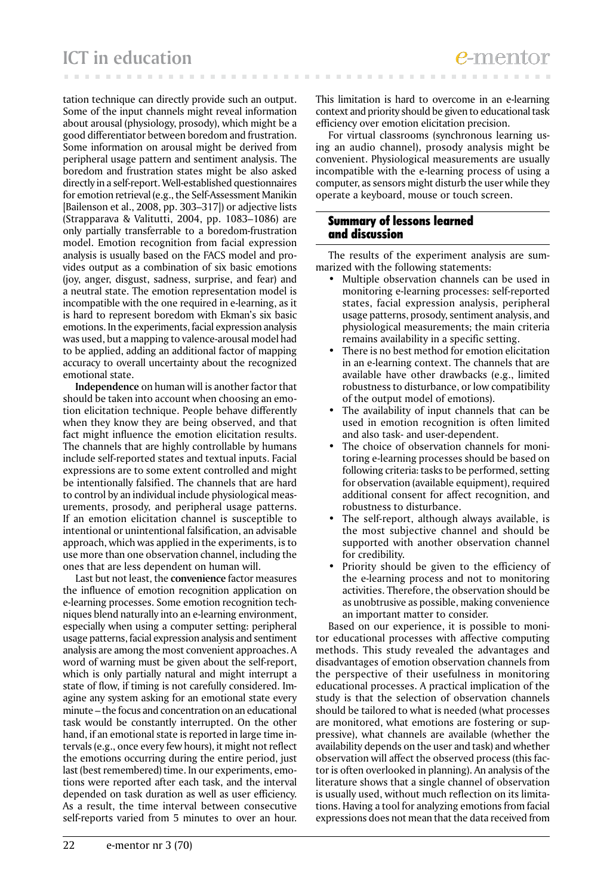tation technique can directly provide such an output. Some of the input channels might reveal information about arousal (physiology, prosody), which might be a good differentiator between boredom and frustration. Some information on arousal might be derived from peripheral usage pattern and sentiment analysis. The boredom and frustration states might be also asked directly in a self-report. Well-established questionnaires for emotion retrieval (e.g., the Self-Assessment Manikin [Bailenson et al., 2008, pp. 303–317]) or adjective lists (Strapparava & Valitutti, 2004, pp. 1083–1086) are only partially transferrable to a boredom-frustration model. Emotion recognition from facial expression analysis is usually based on the FACS model and provides output as a combination of six basic emotions (joy, anger, disgust, sadness, surprise, and fear) and a neutral state. The emotion representation model is incompatible with the one required in e-learning, as it is hard to represent boredom with Ekman's six basic emotions. In the experiments, facial expression analysis was used, but a mapping to valence-arousal model had to be applied, adding an additional factor of mapping accuracy to overall uncertainty about the recognized emotional state.

**Independence** on human will is another factor that should be taken into account when choosing an emotion elicitation technique. People behave differently when they know they are being observed, and that fact might influence the emotion elicitation results. The channels that are highly controllable by humans include self-reported states and textual inputs. Facial expressions are to some extent controlled and might be intentionally falsified. The channels that are hard to control by an individual include physiological measurements, prosody, and peripheral usage patterns. If an emotion elicitation channel is susceptible to intentional or unintentional falsification, an advisable approach, which was applied in the experiments, is to use more than one observation channel, including the ones that are less dependent on human will.

Last but not least, the **convenience** factor measures the influence of emotion recognition application on e-learning processes. Some emotion recognition techniques blend naturally into an e-learning environment, especially when using a computer setting: peripheral usage patterns, facial expression analysis and sentiment analysis are among the most convenient approaches. A word of warning must be given about the self-report, which is only partially natural and might interrupt a state of flow, if timing is not carefully considered. Imagine any system asking for an emotional state every minute – the focus and concentration on an educational task would be constantly interrupted. On the other hand, if an emotional state is reported in large time intervals (e.g., once every few hours), it might not reflect the emotions occurring during the entire period, just last (best remembered) time. In our experiments, emotions were reported after each task, and the interval depended on task duration as well as user efficiency. As a result, the time interval between consecutive self-reports varied from 5 minutes to over an hour. This limitation is hard to overcome in an e-learning context and priority should be given to educational task efficiency over emotion elicitation precision.

For virtual classrooms (synchronous learning using an audio channel), prosody analysis might be convenient. Physiological measurements are usually incompatible with the e-learning process of using a computer, as sensors might disturb the user while they operate a keyboard, mouse or touch screen.

## Summary of lessons learned and discussion

The results of the experiment analysis are summarized with the following statements:

- Multiple observation channels can be used in monitoring e-learning processes: self-reported states, facial expression analysis, peripheral usage patterns, prosody, sentiment analysis, and physiological measurements; the main criteria remains availability in a specific setting.
- There is no best method for emotion elicitation in an e-learning context. The channels that are available have other drawbacks (e.g., limited robustness to disturbance, or low compatibility of the output model of emotions).
- The availability of input channels that can be used in emotion recognition is often limited and also task- and user-dependent.
- The choice of observation channels for monitoring e-learning processes should be based on following criteria: tasks to be performed, setting for observation (available equipment), required additional consent for affect recognition, and robustness to disturbance.
- The self-report, although always available, is the most subjective channel and should be supported with another observation channel for credibility.
- Priority should be given to the efficiency of the e-learning process and not to monitoring activities. Therefore, the observation should be as unobtrusive as possible, making convenience an important matter to consider.

Based on our experience, it is possible to monitor educational processes with affective computing methods. This study revealed the advantages and disadvantages of emotion observation channels from the perspective of their usefulness in monitoring educational processes. A practical implication of the study is that the selection of observation channels should be tailored to what is needed (what processes are monitored, what emotions are fostering or suppressive), what channels are available (whether the availability depends on the user and task) and whether observation will affect the observed process (this factor is often overlooked in planning). An analysis of the literature shows that a single channel of observation is usually used, without much reflection on its limitations. Having a tool for analyzing emotions from facial expressions does not mean that the data received from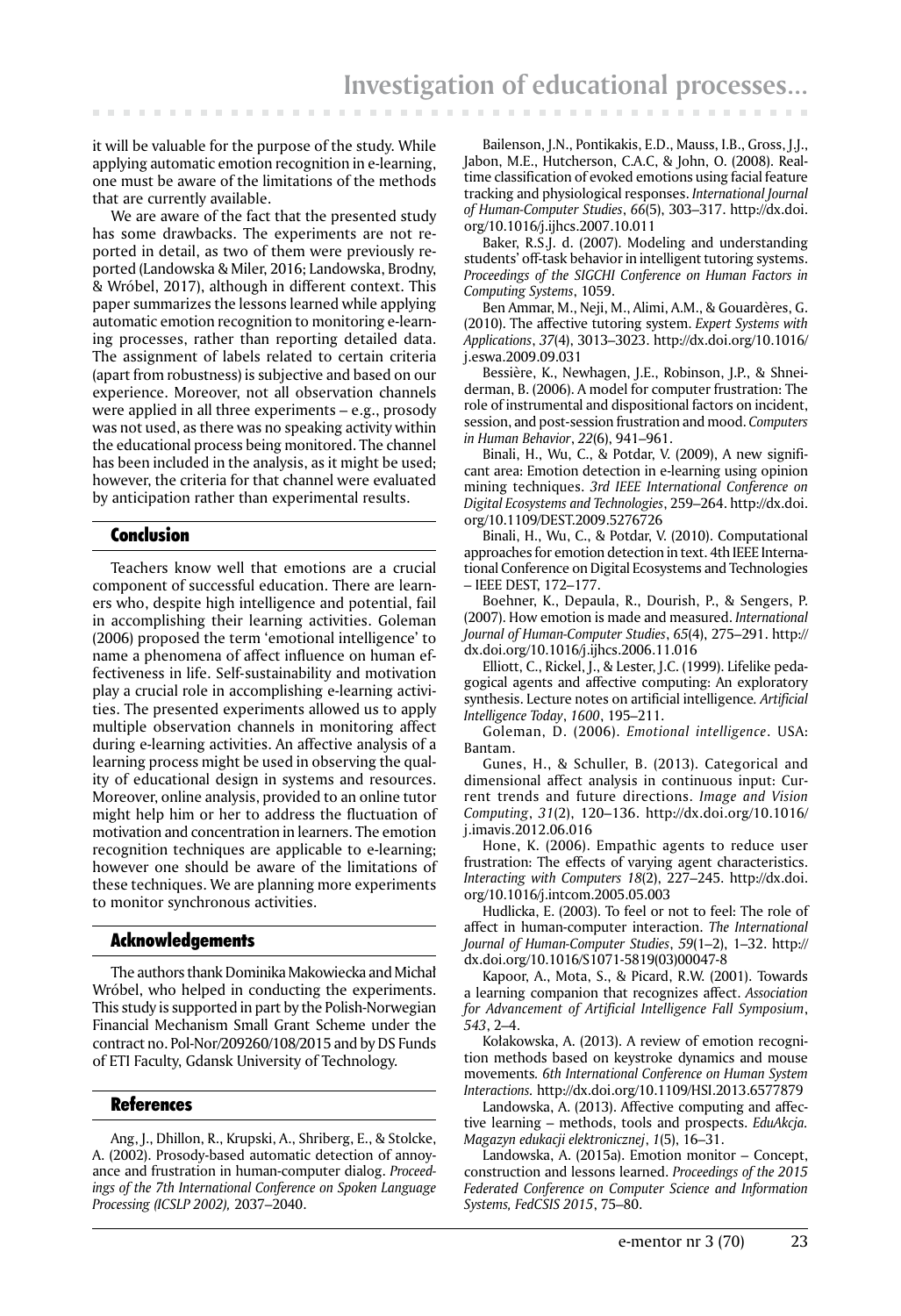it will be valuable for the purpose of the study. While applying automatic emotion recognition in e-learning, one must be aware of the limitations of the methods that are currently available.

We are aware of the fact that the presented study has some drawbacks. The experiments are not reported in detail, as two of them were previously reported (Landowska & Miler, 2016; Landowska, Brodny, & Wróbel, 2017), although in different context. This paper summarizes the lessons learned while applying automatic emotion recognition to monitoring e-learning processes, rather than reporting detailed data. The assignment of labels related to certain criteria (apart from robustness) is subjective and based on our experience. Moreover, not all observation channels were applied in all three experiments – e.g., prosody was not used, as there was no speaking activity within the educational process being monitored. The channel has been included in the analysis, as it might be used; however, the criteria for that channel were evaluated by anticipation rather than experimental results.

## Conclusion

Teachers know well that emotions are a crucial component of successful education. There are learners who, despite high intelligence and potential, fail in accomplishing their learning activities. Goleman (2006) proposed the term 'emotional intelligence' to name a phenomena of affect influence on human effectiveness in life. Self-sustainability and motivation play a crucial role in accomplishing e-learning activities. The presented experiments allowed us to apply multiple observation channels in monitoring affect during e-learning activities. An affective analysis of a learning process might be used in observing the quality of educational design in systems and resources. Moreover, online analysis, provided to an online tutor might help him or her to address the fluctuation of motivation and concentration in learners. The emotion recognition techniques are applicable to e-learning; however one should be aware of the limitations of these techniques. We are planning more experiments to monitor synchronous activities.

## Acknowledgements

The authors thank Dominika Makowiecka and Michał Wróbel, who helped in conducting the experiments. This study is supported in part by the Polish-Norwegian Financial Mechanism Small Grant Scheme under the contract no. Pol-Nor/209260/108/2015 and by DS Funds of ETI Faculty, Gdansk University of Technology.

## References

Ang, J., Dhillon, R., Krupski, A., Shriberg, E., & Stolcke, A. (2002). Prosody-based automatic detection of annoyance and frustration in human-computer dialog. *Proceedings of the 7th International Conference on Spoken Language Processing (ICSLP 2002),* 2037–2040.

Bailenson, J.N., Pontikakis, E.D., Mauss, I.B., Gross, J.J., Jabon, M.E., Hutcherson, C.A.C, & John, O. (2008). Real-time classification of evoked emotions using facial feature tracking and physiological responses. *International Journal of Human-Computer Studies*, *66*(5), 303–317. http://dx.doi.org/10.1016/j.ijhcs.2007.10.011

Baker, R.S.J. d. (2007). Modeling and understanding students' off-task behavior in intelligent tutoring systems. *Proceedings of the SIGCHI Conference on Human Factors in Computing Systems*, 1059.

Ben Ammar, M., Neji, M., Alimi, A.M., & Gouardères, G. (2010). The affective tutoring system. *Expert Systems with Applications*, *37*(4), 3013–3023. http://dx.doi.org/10.1016/j.eswa.2009.09.031

Bessière, K., Newhagen, J.E., Robinson, J.P., & Shneiderman, B. (2006). A model for computer frustration: The role of instrumental and dispositional factors on incident, session, and post-session frustration and mood. *Computers in Human Behavior*, *22*(6), 941–961.

Binali, H., Wu, C., & Potdar, V. (2009), A new significant area: Emotion detection in e-learning using opinion mining techniques. *3rd IEEE International Conference on Digital Ecosystems and Technologies*, 259–264. http://dx.doi.org/10.1109/DEST.2009.5276726

Binali, H., Wu, C., & Potdar, V. (2010). Computational approaches for emotion detection in text. 4th IEEE International Conference on Digital Ecosystems and Technologies – IEEE DEST, 172–177.

Boehner, K., Depaula, R., Dourish, P., & Sengers, P. (2007). How emotion is made and measured. *International Journal of Human-Computer Studies*, *65*(4), 275–291. http://dx.doi.org/10.1016/j.ijhcs.2006.11.016

Elliott, C., Rickel, J., & Lester, J.C. (1999). Lifelike pedagogical agents and affective computing: An exploratory synthesis. Lecture notes on artificial intelligence*. Artificial Intelligence Today*, *1600*, 195–211.

Goleman, D. (2006). *Emotional intelligence*. USA: Bantam.

Gunes, H., & Schuller, B. (2013). Categorical and dimensional affect analysis in continuous input: Current trends and future directions. *Image and Vision Computing*, *31*(2), 120–136. http://dx.doi.org/10.1016/j.imavis.2012.06.016

Hone, K. (2006). Empathic agents to reduce user frustration: The effects of varying agent characteristics. *Interacting with Computers 18*(2), 227–245. http://dx.doi.org/10.1016/j.intcom.2005.05.003

Hudlicka, E. (2003). To feel or not to feel: The role of affect in human-computer interaction. *The International Journal of Human-Computer Studies*, *59*(1–2), 1–32. http://dx.doi.org/10.1016/S1071-5819(03)00047-8

Kapoor, A., Mota, S., & Picard, R.W. (2001). Towards a learning companion that recognizes affect. *Association for Advancement of Artificial Intelligence Fall Symposium*, *543*, 2–4.

Kołakowska, A. (2013). A review of emotion recognition methods based on keystroke dynamics and mouse movements*. 6th International Conference on Human System Interactions.* http://dx.doi.org/10.1109/HSI.2013.6577879

Landowska, A. (2013). Affective computing and affective learning – methods, tools and prospects. *EduAkcja. Magazyn edukacji elektronicznej*, *1*(5), 16–31.

Landowska, A. (2015a). Emotion monitor – Concept, construction and lessons learned. *Proceedings of the 2015 Federated Conference on Computer Science and Information Systems, FedCSIS 2015*, 75–80.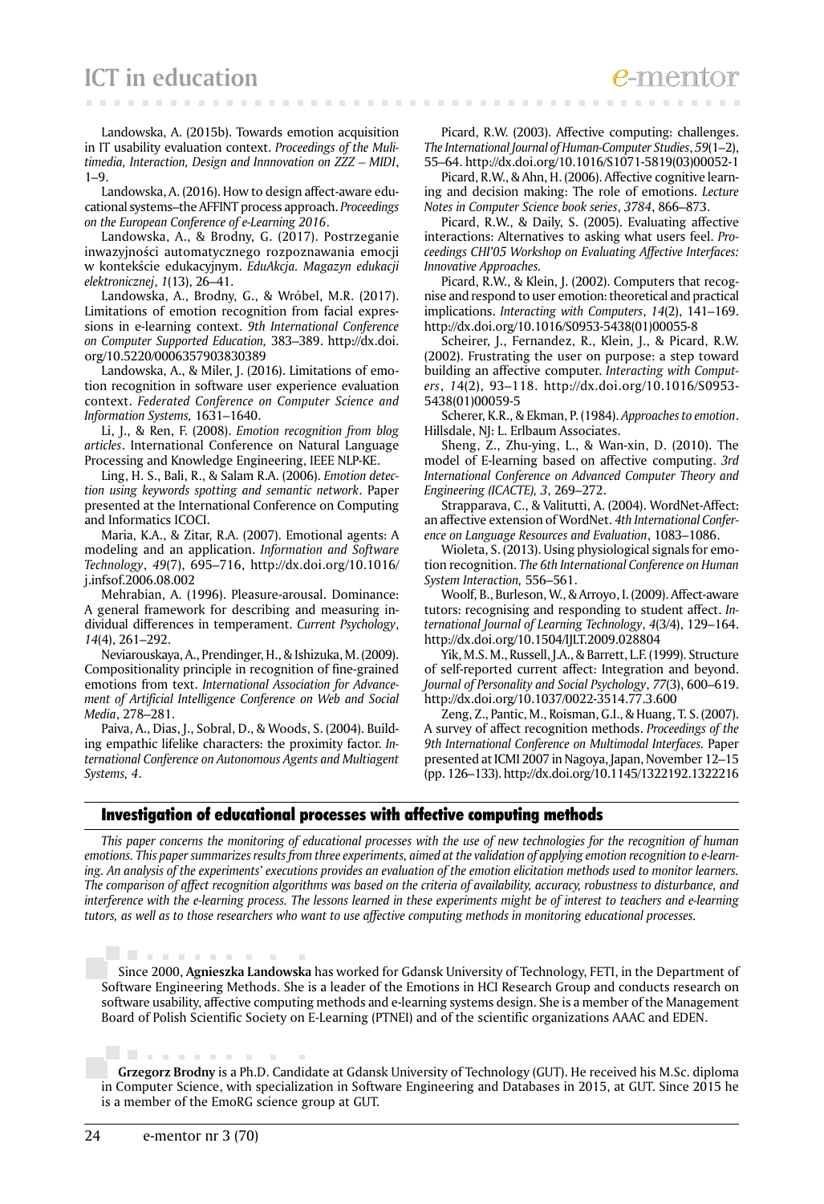Landowska, A. (2015b). Towards emotion acquisition in IT usability evaluation context. *Proceedings of the Mulitimedia, Interaction, Design and Innnovation on ZZZ – MIDI*, 1–9.

Landowska, A. (2016). How to design affect-aware educational systems–the AFFINT process approach. *Proceedings on the European Conference of e-Learning 2016*.

Landowska, A., & Brodny, G. (2017). Postrzeganie inwazyjności automatycznego rozpoznawania emocji w kontekście edukacyjnym. *EduAkcja. Magazyn edukacji elektronicznej*, *1*(13), 26–41.

Landowska, A., Brodny, G., & Wróbel, M.R. (2017). Limitations of emotion recognition from facial expressions in e-learning context. *9th International Conference on Computer Supported Education,* 383–389. http://dx.doi.org/10.5220/0006357903830389

Landowska, A., & Miler, J. (2016). Limitations of emotion recognition in software user experience evaluation context. *Federated Conference on Computer Science and Information Systems,* 1631–1640.

Li, J., & Ren, F. (2008). *Emotion recognition from blog articles*. International Conference on Natural Language Processing and Knowledge Engineering, IEEE NLP-KE.

Ling, H. S., Bali, R., & Salam R.A. (2006). *Emotion detection using keywords spotting and semantic network*. Paper presented at the International Conference on Computing and Informatics ICOCI.

Maria, K.A., & Zitar, R.A. (2007). Emotional agents: A modeling and an application. *Information and Software Technology*, *49*(7), 695–716, http://dx.doi.org/10.1016/j.infsof.2006.08.002

Mehrabian, A. (1996). Pleasure-arousal. Dominance: A general framework for describing and measuring individual differences in temperament. *Current Psychology*, *14*(4), 261–292.

Neviarouskaya, A., Prendinger, H., & Ishizuka, M. (2009). Compositionality principle in recognition of fine-grained emotions from text. *International Association for Advancement of Artificial Intelligence Conference on Web and Social Media*, 278–281.

Paiva, A., Dias, J., Sobral, D., & Woods, S. (2004). Building empathic lifelike characters: the proximity factor. *International Conference on Autonomous Agents and Multiagent Systems, 4*.

Picard, R.W. (2003). Affective computing: challenges. *The International Journal of Human-Computer Studies*, *59*(1–2), 55–64. http://dx.doi.org/10.1016/S1071-5819(03)00052-1

Picard, R.W., & Ahn, H. (2006). Affective cognitive learning and decision making: The role of emotions. *Lecture Notes in Computer Science book series*, *3784*, 866–873.

Picard, R.W., & Daily, S. (2005). Evaluating affective interactions: Alternatives to asking what users feel. *Proceedings CHI'05 Workshop on Evaluating Affective Interfaces: Innovative Approaches.*

Picard, R.W., & Klein, J. (2002). Computers that recognise and respond to user emotion: theoretical and practical implications. *Interacting with Computers*, *14*(2), 141–169. http://dx.doi.org/10.1016/S0953-5438(01)00055-8

Scheirer, J., Fernandez, R., Klein, J., & Picard, R.W. (2002). Frustrating the user on purpose: a step toward building an affective computer. *Interacting with Computers*, *14*(2), 93–118. http://dx.doi.org/10.1016/S0953-5438(01)00059-5

Scherer, K.R., & Ekman, P. (1984). *Approaches to emotion*. Hillsdale, NJ: L. Erlbaum Associates.

Sheng, Z., Zhu-ying, L., & Wan-xin, D. (2010). The model of E-learning based on affective computing. *3rd International Conference on Advanced Computer Theory and Engineering (ICACTE), 3*, 269–272.

Strapparava, C., & Valitutti, A. (2004). WordNet-Affect: an affective extension of WordNet. *4th International Conference on Language Resources and Evaluation*, 1083–1086.

Wioleta, S. (2013). Using physiological signals for emotion recognition. *The 6th International Conference on Human System Interaction,* 556–561.

Woolf, B., Burleson, W., & Arroyo, I. (2009). Affect-aware tutors: recognising and responding to student affect. *International Journal of Learning Technology*, *4*(3/4), 129–164. http://dx.doi.org/10.1504/IJLT.2009.028804

Yik, M.S. M., Russell, J.A., & Barrett, L.F. (1999). Structure of self-reported current affect: Integration and beyond. *Journal of Personality and Social Psychology*, *77*(3), 600–619. http://dx.doi.org/10.1037/0022-3514.77.3.600

Zeng, Z., Pantic, M., Roisman, G.I., & Huang, T. S. (2007). A survey of affect recognition methods. *Proceedings of the 9th International Conference on Multimodal Interfaces.* Paper presented at ICMI 2007 in Nagoya, Japan, November 12–15 (pp. 126–133). http://dx.doi.org/10.1145/1322192.1322216

## Investigation of educational processes with affective computing methods

*This paper concerns the monitoring of educational processes with the use of new technologies for the recognition of human emotions. This paper summarizes results from three experiments, aimed at the validation of applying emotion recognition to e-learning. An analysis of the experiments' executions provides an evaluation of the emotion elicitation methods used to monitor learners. The comparison of affect recognition algorithms was based on the criteria of availability, accuracy, robustness to disturbance, and interference with the e-learning process. The lessons learned in these experiments might be of interest to teachers and e-learning tutors, as well as to those researchers who want to use affective computing methods in monitoring educational processes.*

Since 2000, **Agnieszka Landowska** has worked for Gdansk University of Technology, FETI, in the Department of Software Engineering Methods. She is a leader of the Emotions in HCI Research Group and conducts research on software usability, affective computing methods and e-learning systems design. She is a member of the Management Board of Polish Scientific Society on E-Learning (PTNEI) and of the scientific organizations AAAC and EDEN.

**Grzegorz Brodny** is a Ph.D. Candidate at Gdansk University of Technology (GUT). He received his M.Sc. diploma in Computer Science, with specialization in Software Engineering and Databases in 2015, at GUT. Since 2015 he is a member of the EmoRG science group at GUT.